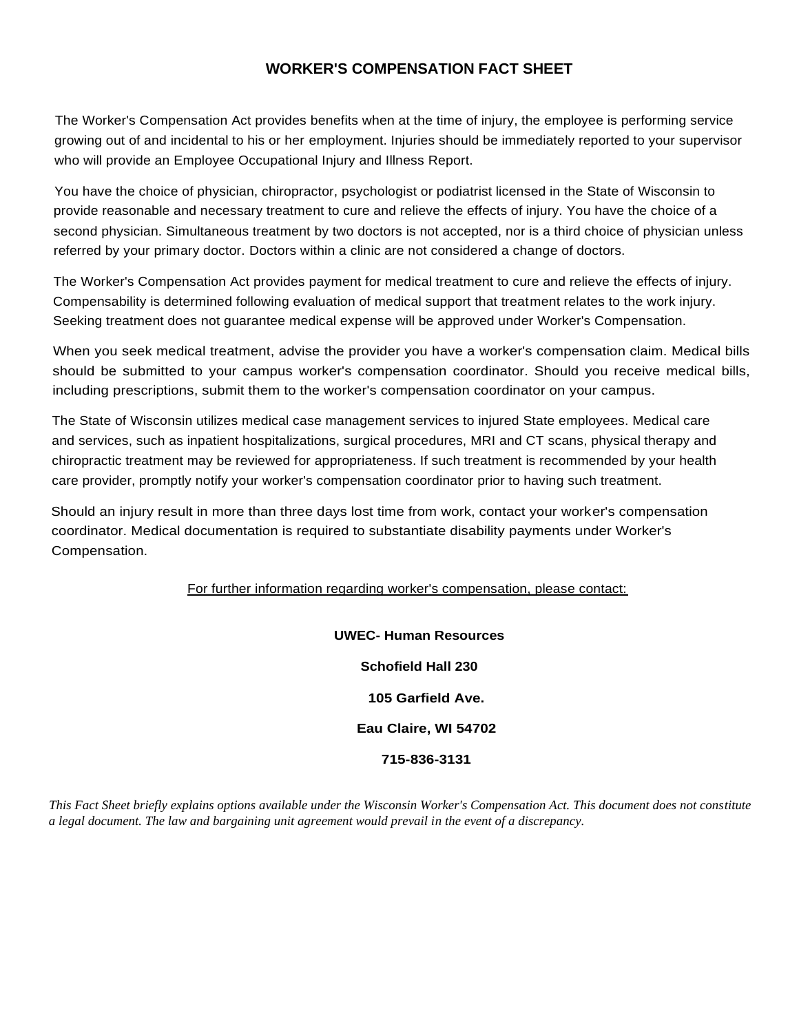# WORKER'S COMPENSATION FACT SHEET

The Worker's Compensation Act provides benefits when at the time of injury, the employee is performing service growing out of and incidental to his or her employment. Injuries should be immediately reported to your supervisor who will provide an Employee Occupational Injury and Illness Report.

You have the choice of physician, chiropractor, psychologist or podiatrist licensed in the State of Wisconsin to provide reasonable and necessary treatment to cure and relieve the effects of injury. You have the choice of a second physician. Simultaneous treatment by two doctors is not accepted, nor is a third choice of physician unless referred by your primary doctor. Doctors within a clinic are not considered a change of doctors.

The Worker's Compensation Act provides payment for medical treatment to cure and relieve the effects of injury. Compensability is determined following evaluation of medical support that treatment relates to the work injury. Seeking treatment does not guarantee medical expense will be approved under Worker's Compensation.

When you seek medical treatment, advise the provider you have a worker's compensation claim. Medical bills should be submitted to your campus worker's compensation coordinator. Should you receive medical bills, including prescriptions, submit them to the worker's compensation coordinator on your campus.

The State of Wisconsin utilizes medical case management services to injured State employees. Medical care and services, such as inpatient hospitalizations, surgical procedures, MRI and CT scans, physical therapy and chiropractic treatment may be reviewed for appropriateness. If such treatment is recommended by your health care provider, promptly notify your worker's compensation coordinator prior to having such treatment.

Should an injury result in more than three days lost time from work, contact your worker's compensation coordinator. Medical documentation is required to substantiate disability payments under Worker's Compensation.

<u>For further information regarding worker's compensation, please contact:</u>

**UWEC- Human Resources**

**Schofield Hall 230**

**105 Garfield Ave.**

**Eau Claire, WI 54702**

**715-836-3131**

*This Fact Sheet briefly explains options available under the Wisconsin Worker's Compensation Act. This document does not constitute a legal document. The law and bargaining unit agreement would prevail in the event of a discrepancy.*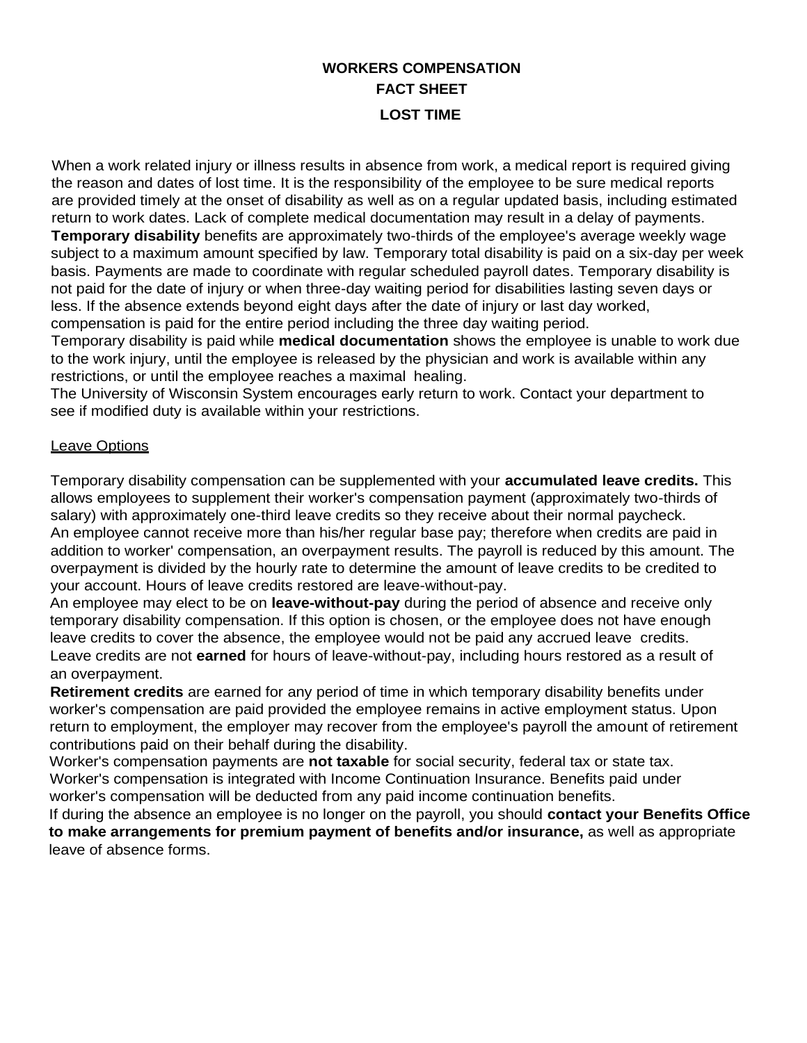# WORKERS COMPENSATION
## FACT SHEET
## LOST TIME

When a work related injury or illness results in absence from work, a medical report is required giving the reason and dates of lost time. It is the responsibility of the employee to be sure medical reports are provided timely at the onset of disability as well as on a regular updated basis, including estimated return to work dates. Lack of complete medical documentation may result in a delay of payments.

**Temporary disability** benefits are approximately two-thirds of the employee's average weekly wage subject to a maximum amount specified by law. Temporary total disability is paid on a six-day per week basis. Payments are made to coordinate with regular scheduled payroll dates. Temporary disability is not paid for the date of injury or when three-day waiting period for disabilities lasting seven days or less. If the absence extends beyond eight days after the date of injury or last day worked, compensation is paid for the entire period including the three day waiting period.

Temporary disability is paid while **medical documentation** shows the employee is unable to work due to the work injury, until the employee is released by the physician and work is available within any restrictions, or until the employee reaches a maximal healing.

The University of Wisconsin System encourages early return to work. Contact your department to see if modified duty is available within your restrictions.

<u>Leave Options</u>

Temporary disability compensation can be supplemented with your **accumulated leave credits.** This allows employees to supplement their worker's compensation payment (approximately two-thirds of salary) with approximately one-third leave credits so they receive about their normal paycheck.

An employee cannot receive more than his/her regular base pay; therefore when credits are paid in addition to worker' compensation, an overpayment results. The payroll is reduced by this amount. The overpayment is divided by the hourly rate to determine the amount of leave credits to be credited to your account. Hours of leave credits restored are leave-without-pay.

An employee may elect to be on **leave-without-pay** during the period of absence and receive only temporary disability compensation. If this option is chosen, or the employee does not have enough leave credits to cover the absence, the employee would not be paid any accrued leave credits.

Leave credits are not **earned** for hours of leave-without-pay, including hours restored as a result of an overpayment.

**Retirement credits** are earned for any period of time in which temporary disability benefits under worker's compensation are paid provided the employee remains in active employment status. Upon return to employment, the employer may recover from the employee's payroll the amount of retirement contributions paid on their behalf during the disability.

Worker's compensation payments are **not taxable** for social security, federal tax or state tax.

Worker's compensation is integrated with Income Continuation Insurance. Benefits paid under worker's compensation will be deducted from any paid income continuation benefits.

If during the absence an employee is no longer on the payroll, you should **contact your Benefits Office to make arrangements for premium payment of benefits and/or insurance,** as well as appropriate leave of absence forms.